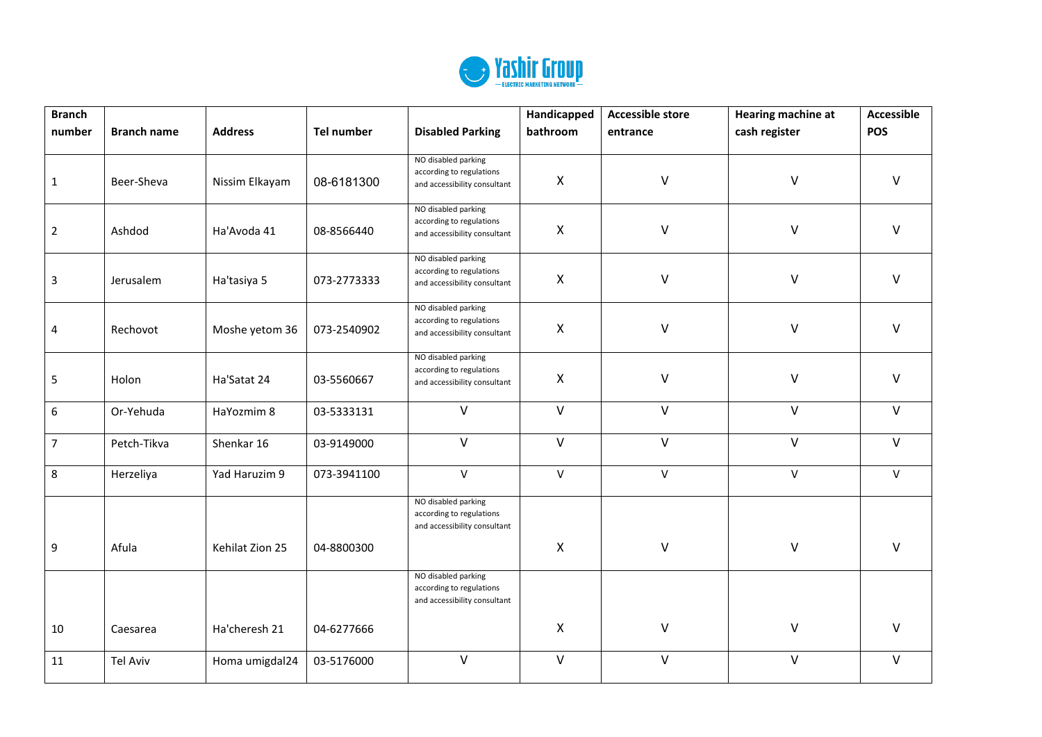Yashir Group
ELECTRIC MARKETING NETWORK

| Branch number | Branch name | Address | Tel number | Disabled Parking | Handicapped bathroom | Accessible store entrance | Hearing machine at cash register | Accessible POS |
|---|---|---|---|---|---|---|---|---|
| 1 | Beer-Sheva | Nissim Elkayam | 08-6181300 | NO disabled parking according to regulations and accessibility consultant | X | V | V | V |
| 2 | Ashdod | Ha'Avoda 41 | 08-8566440 | NO disabled parking according to regulations and accessibility consultant | X | V | V | V |
| 3 | Jerusalem | Ha'tasiya 5 | 073-2773333 | NO disabled parking according to regulations and accessibility consultant | X | V | V | V |
| 4 | Rechovot | Moshe yetom 36 | 073-2540902 | NO disabled parking according to regulations and accessibility consultant | X | V | V | V |
| 5 | Holon | Ha'Satat 24 | 03-5560667 | NO disabled parking according to regulations and accessibility consultant | X | V | V | V |
| 6 | Or-Yehuda | HaYozmim 8 | 03-5333131 | V | V | V | V | V |
| 7 | Petch-Tikva | Shenkar 16 | 03-9149000 | V | V | V | V | V |
| 8 | Herzeliya | Yad Haruzim 9 | 073-3941100 | V | V | V | V | V |
| 9 | Afula | Kehilat Zion 25 | 04-8800300 | NO disabled parking according to regulations and accessibility consultant | X | V | V | V |
| 10 | Caesarea | Ha'cheresh 21 | 04-6277666 | NO disabled parking according to regulations and accessibility consultant | X | V | V | V |
| 11 | Tel Aviv | Homa umigdal24 | 03-5176000 | V | V | V | V | V |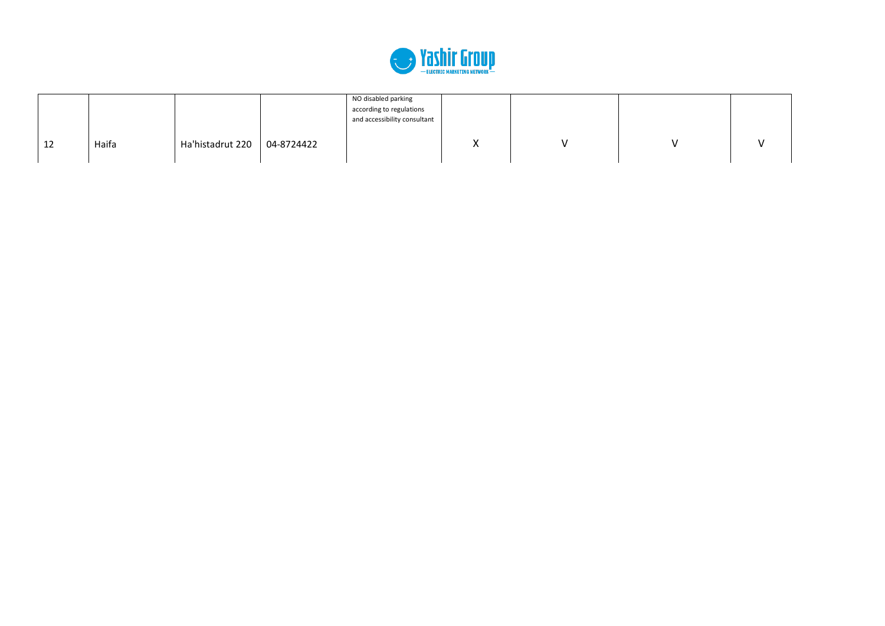| | | | | | | | | |
|---|---|---|---|---|---|---|---|---|
| 12 | Haifa | Ha'histadrut 220 | 04-8724422 | NO disabled parking according to regulations and accessibility consultant | X | V | V | V |